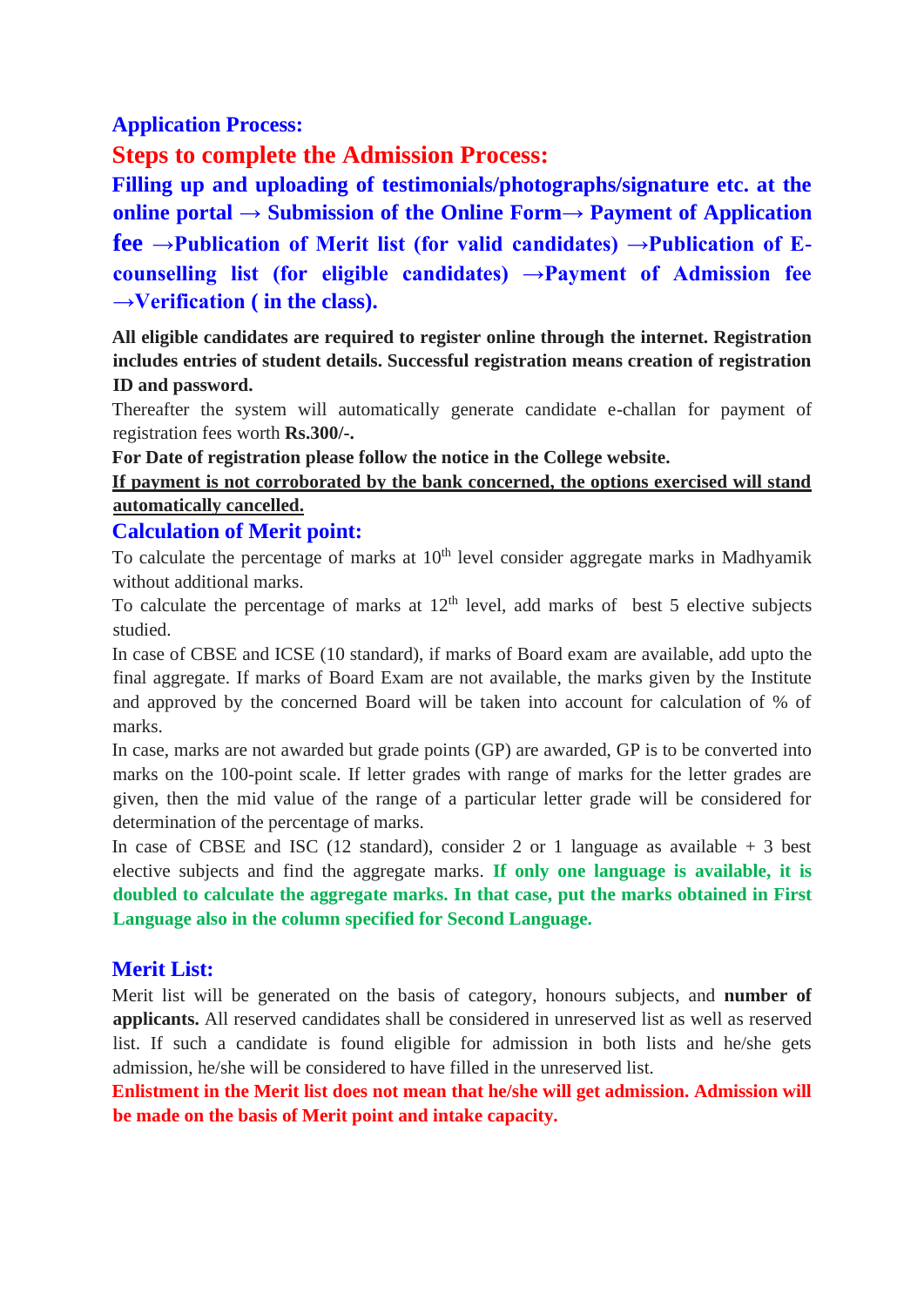## Application Process:

## Steps to complete the Admission Process:

**Filling up and uploading of testimonials/photographs/signature etc. at the online portal → Submission of the Online Form→ Payment of Application fee →Publication of Merit list (for valid candidates) →Publication of E-counselling list (for eligible candidates) →Payment of Admission fee →Verification ( in the class).**

**All eligible candidates are required to register online through the internet. Registration includes entries of student details. Successful registration means creation of registration ID and password.**

Thereafter the system will automatically generate candidate e-challan for payment of registration fees worth **Rs.300/-.**

**For Date of registration please follow the notice in the College website.**

**If payment is not corroborated by the bank concerned, the options exercised will stand automatically cancelled.**

### Calculation of Merit point:

To calculate the percentage of marks at 10th level consider aggregate marks in Madhyamik without additional marks.

To calculate the percentage of marks at 12th level, add marks of best 5 elective subjects studied.

In case of CBSE and ICSE (10 standard), if marks of Board exam are available, add upto the final aggregate. If marks of Board Exam are not available, the marks given by the Institute and approved by the concerned Board will be taken into account for calculation of % of marks.

In case, marks are not awarded but grade points (GP) are awarded, GP is to be converted into marks on the 100-point scale. If letter grades with range of marks for the letter grades are given, then the mid value of the range of a particular letter grade will be considered for determination of the percentage of marks.

In case of CBSE and ISC (12 standard), consider 2 or 1 language as available + 3 best elective subjects and find the aggregate marks. **If only one language is available, it is doubled to calculate the aggregate marks. In that case, put the marks obtained in First Language also in the column specified for Second Language.**

### Merit List:

Merit list will be generated on the basis of category, honours subjects, and **number of applicants.** All reserved candidates shall be considered in unreserved list as well as reserved list. If such a candidate is found eligible for admission in both lists and he/she gets admission, he/she will be considered to have filled in the unreserved list.

**Enlistment in the Merit list does not mean that he/she will get admission. Admission will be made on the basis of Merit point and intake capacity.**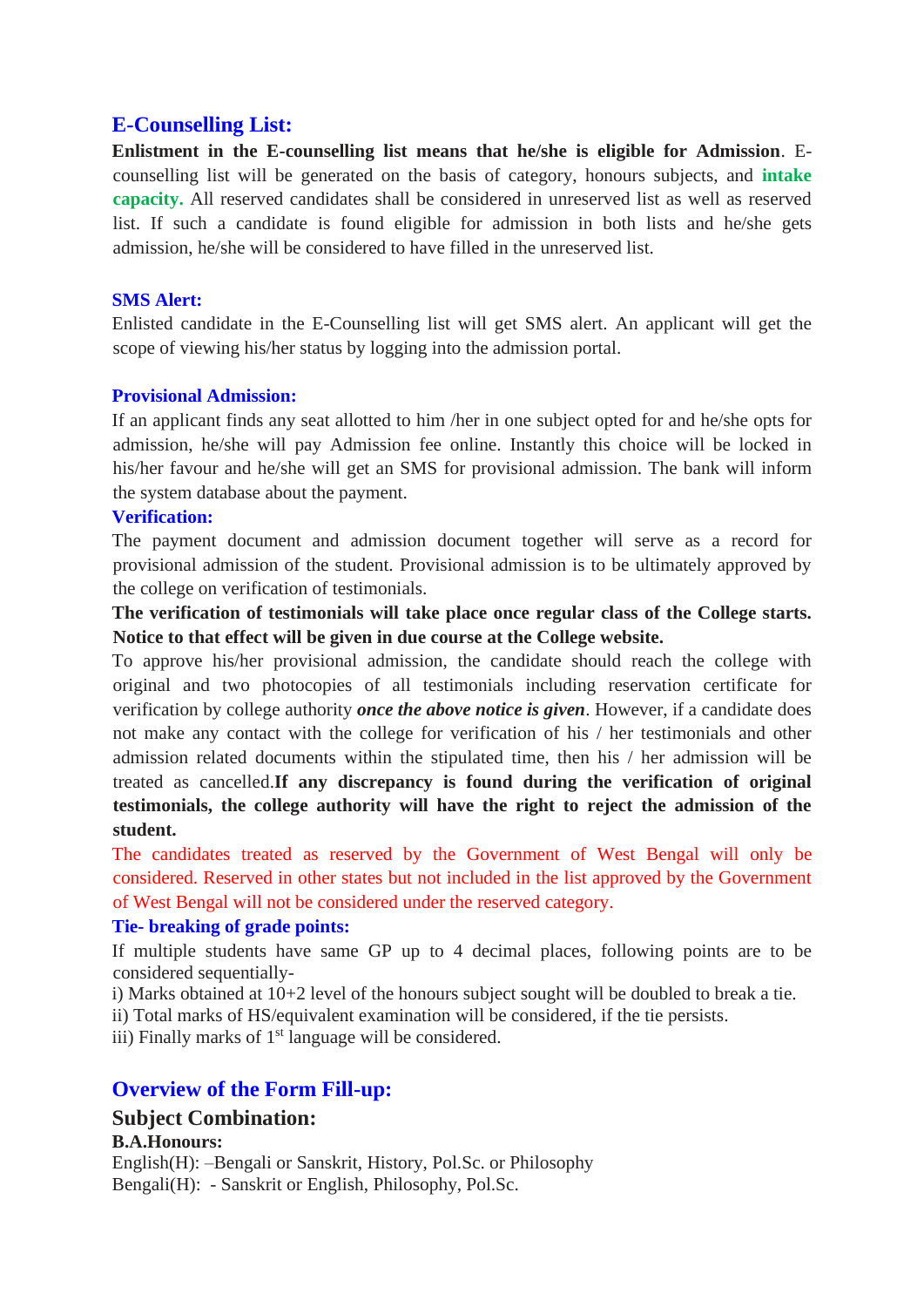## E-Counselling List:

**Enlistment in the E-counselling list means that he/she is eligible for Admission**. E-counselling list will be generated on the basis of category, honours subjects, and **intake capacity.** All reserved candidates shall be considered in unreserved list as well as reserved list. If such a candidate is found eligible for admission in both lists and he/she gets admission, he/she will be considered to have filled in the unreserved list.

### SMS Alert:

Enlisted candidate in the E-Counselling list will get SMS alert. An applicant will get the scope of viewing his/her status by logging into the admission portal.

### Provisional Admission:

If an applicant finds any seat allotted to him /her in one subject opted for and he/she opts for admission, he/she will pay Admission fee online. Instantly this choice will be locked in his/her favour and he/she will get an SMS for provisional admission. The bank will inform the system database about the payment.

### Verification:

The payment document and admission document together will serve as a record for provisional admission of the student. Provisional admission is to be ultimately approved by the college on verification of testimonials.

**The verification of testimonials will take place once regular class of the College starts. Notice to that effect will be given in due course at the College website.**

To approve his/her provisional admission, the candidate should reach the college with original and two photocopies of all testimonials including reservation certificate for verification by college authority ***once the above notice is given***. However, if a candidate does not make any contact with the college for verification of his / her testimonials and other admission related documents within the stipulated time, then his / her admission will be treated as cancelled.**If any discrepancy is found during the verification of original testimonials, the college authority will have the right to reject the admission of the student.**

The candidates treated as reserved by the Government of West Bengal will only be considered. Reserved in other states but not included in the list approved by the Government of West Bengal will not be considered under the reserved category.

### Tie- breaking of grade points:

If multiple students have same GP up to 4 decimal places, following points are to be considered sequentially-

i) Marks obtained at 10+2 level of the honours subject sought will be doubled to break a tie.
ii) Total marks of HS/equivalent examination will be considered, if the tie persists.
iii) Finally marks of 1st language will be considered.

## Overview of the Form Fill-up:

### Subject Combination:

**B.A.Honours:**

English(H): –Bengali or Sanskrit, History, Pol.Sc. or Philosophy
Bengali(H): - Sanskrit or English, Philosophy, Pol.Sc.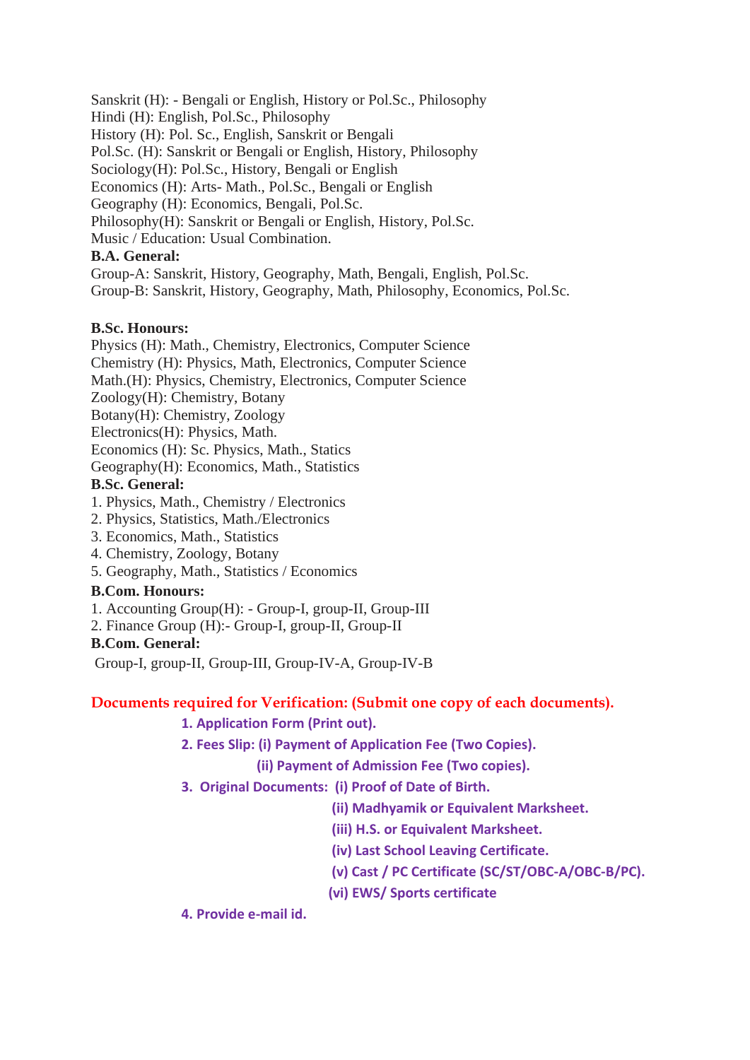Sanskrit (H): - Bengali or English, History or Pol.Sc., Philosophy
Hindi (H): English, Pol.Sc., Philosophy
History (H): Pol. Sc., English, Sanskrit or Bengali
Pol.Sc. (H): Sanskrit or Bengali or English, History, Philosophy
Sociology(H): Pol.Sc., History, Bengali or English
Economics (H): Arts- Math., Pol.Sc., Bengali or English
Geography (H): Economics, Bengali, Pol.Sc.
Philosophy(H): Sanskrit or Bengali or English, History, Pol.Sc.
Music / Education: Usual Combination.

**B.A. General:**

Group-A: Sanskrit, History, Geography, Math, Bengali, English, Pol.Sc.
Group-B: Sanskrit, History, Geography, Math, Philosophy, Economics, Pol.Sc.

**B.Sc. Honours:**

Physics (H): Math., Chemistry, Electronics, Computer Science
Chemistry (H): Physics, Math, Electronics, Computer Science
Math.(H): Physics, Chemistry, Electronics, Computer Science
Zoology(H): Chemistry, Botany
Botany(H): Chemistry, Zoology
Electronics(H): Physics, Math.
Economics (H): Sc. Physics, Math., Statics
Geography(H): Economics, Math., Statistics

**B.Sc. General:**

1. Physics, Math., Chemistry / Electronics
2. Physics, Statistics, Math./Electronics
3. Economics, Math., Statistics
4. Chemistry, Zoology, Botany
5. Geography, Math., Statistics / Economics

**B.Com. Honours:**

1. Accounting Group(H): - Group-I, group-II, Group-III
2. Finance Group (H):- Group-I, group-II, Group-II

**B.Com. General:**

Group-I, group-II, Group-III, Group-IV-A, Group-IV-B

**Documents required for Verification: (Submit one copy of each documents).**

1. **Application Form (Print out).**
2. **Fees Slip: (i) Payment of Application Fee (Two Copies).**
   **(ii) Payment of Admission Fee (Two copies).**
3. **Original Documents: (i) Proof of Date of Birth.**
   **(ii) Madhyamik or Equivalent Marksheet.**
   **(iii) H.S. or Equivalent Marksheet.**
   **(iv) Last School Leaving Certificate.**
   **(v) Cast / PC Certificate (SC/ST/OBC-A/OBC-B/PC).**
   **(vi) EWS/ Sports certificate**
4. **Provide e-mail id.**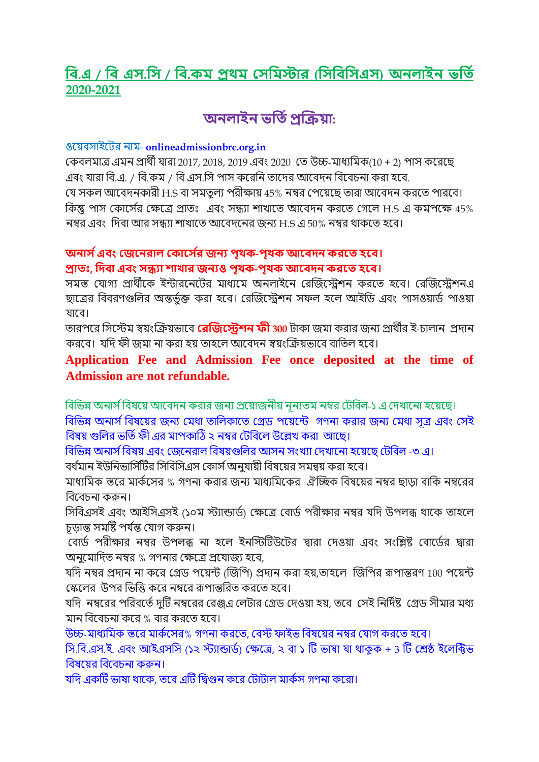## বি.এ / বি এস.সি / বি.কম প্রথম সেমিস্টার (সিবিসিএস) অনলাইন ভর্তি 2020-2021

# অনলাইন ভর্তি প্রক্রিয়া:

ওয়েবসাইটের নাম- **onlineadmissionbrc.org.in**

কেবলমাত্র এমন প্রার্থী যারা 2017, 2018, 2019 এবং 2020 তে উচ্চ-মাধ্যমিক(10 + 2) পাস করেছে এবং যারা বি.এ. / বি.কম / বি এস.সি পাস করেনি তাদের আবেদন বিবেচনা করা হবে.

যে সকল আবেদনকারী H.S বা সমতুল্য পরীক্ষায় 45% নম্বর পেয়েছে তারা আবেদন করতে পারবে। কিন্তু পাস কোর্সের ক্ষেত্রে প্রাতঃ এবং সন্ধ্যা শাখাতে আবেদন করতে গেলে H.S এ কমপক্ষে 45% নম্বর এবং দিবা আর সন্ধ্যা শাখাতে আবেদনের জন্য H.S এ 50% নম্বর থাকতে হবে।

**অনার্স এবং জেনেরাল কোর্সের জন্য পৃথক-পৃথক আবেদন করতে হবে।**
**প্রাতঃ, দিবা এবং সন্ধ্যা শাখার জন্যও পৃথক-পৃথক আবেদন করতে হবে।**

সমস্ত যোগ্য প্রার্থীকে ইন্টারনেটের মাধ্যমে অনলাইনে রেজিস্ট্রেশন করতে হবে। রেজিস্ট্রেশনএ ছাত্রের বিবরণগুলির অন্তর্ভুক্ত করা হবে। রেজিস্ট্রেশন সফল হলে আইডি এবং পাসওয়ার্ড পাওয়া যাবে।

তারপরে সিস্টেম স্বয়ংক্রিয়ভাবে **রেজিস্ট্রেশন ফী** 300 টাকা জমা করার জন্য প্রার্থীর ই-চালান প্রদান করবে। যদি ফী জমা না করা হয় তাহলে আবেদন স্বয়ংক্রিয়ভাবে বাতিল হবে।

**Application Fee and Admission Fee once deposited at the time of Admission are not refundable.**

বিভিন্ন অনার্স বিষয়ে আবেদন করার জন্য প্রয়োজনীয় ন্যূনতম নম্বর টেবিল-১ এ দেখানো হয়েছে।

বিভিন্ন অনার্স বিষয়ের জন্য মেধা তালিকাতে গ্রেড পয়েন্টে গণনা করার জন্য মেধা সূত্র এবং সেই বিষয় গুলির ভর্তি ফী এর মাপকাঠি ২ নম্বর টেবিলে উল্লেখ করা আছে।

বিভিন্ন অনার্স বিষয় এবং জেনেরাল বিষয়গুলির আসন সংখ্যা দেখানো হয়েছে টেবিল -৩ এ।

বর্ধমান ইউনিভার্সিটির সিবিসিএস কোর্স অনুযায়ী বিষয়ের সমন্বয় করা হবে।

মাধ্যমিক স্তরে মার্কসের % গণনা করার জন্য মাধ্যমিকের ঐচ্ছিক বিষয়ের নম্বর ছাড়া বাকি নম্বরের বিবেচনা করুন।

সিবিএসই এবং আইসিএসই (১০ম স্ট্যান্ডার্ড) ক্ষেত্রে বোর্ড পরীক্ষার নম্বর যদি উপলব্ধ থাকে তাহলে চূড়ান্ত সমষ্টি পর্যন্ত যোগ করুন।

বোর্ড পরীক্ষার নম্বর উপলব্ধ না হলে ইনস্টিটিউটের দ্বারা দেওয়া এবং সংশ্লিষ্ট বোর্ডের দ্বারা অনুমোদিত নম্বর % গণনার ক্ষেত্রে প্রযোজ্য হবে,

যদি নম্বর প্রদান না করে গ্রেড পয়েন্ট (জিপি) প্রদান করা হয়,তাহলে জিপির রূপান্তরণ 100 পয়েন্ট স্কেলের উপর ভিত্তি করে নম্বরে রূপান্তরিত করতে হবে।

যদি নম্বরের পরিবর্তে দুটি নম্বরের রেঞ্জএ লেটার গ্রেড দেওয়া হয়, তবে সেই নির্দিষ্ট গ্রেড সীমার মধ্য মান বিবেচনা করে % বার করতে হবে।

উচ্চ-মাধ্যমিক স্তরে মার্কসের% গণনা করতে, বেস্ট ফাইভ বিষয়ের নম্বর যোগ করতে হবে।

সি.বি.এস.ই. এবং আইএসসি (১২ স্ট্যান্ডার্ড) ক্ষেত্রে, ২ বা ১ টি ভাষা যা থাকুক + 3 টি শ্রেষ্ঠ ইলেক্টিভ বিষয়ের বিবেচনা করুন।

যদি একটি ভাষা থাকে, তবে এটি দ্বিগুন করে টোটাল মার্কস গণনা করো।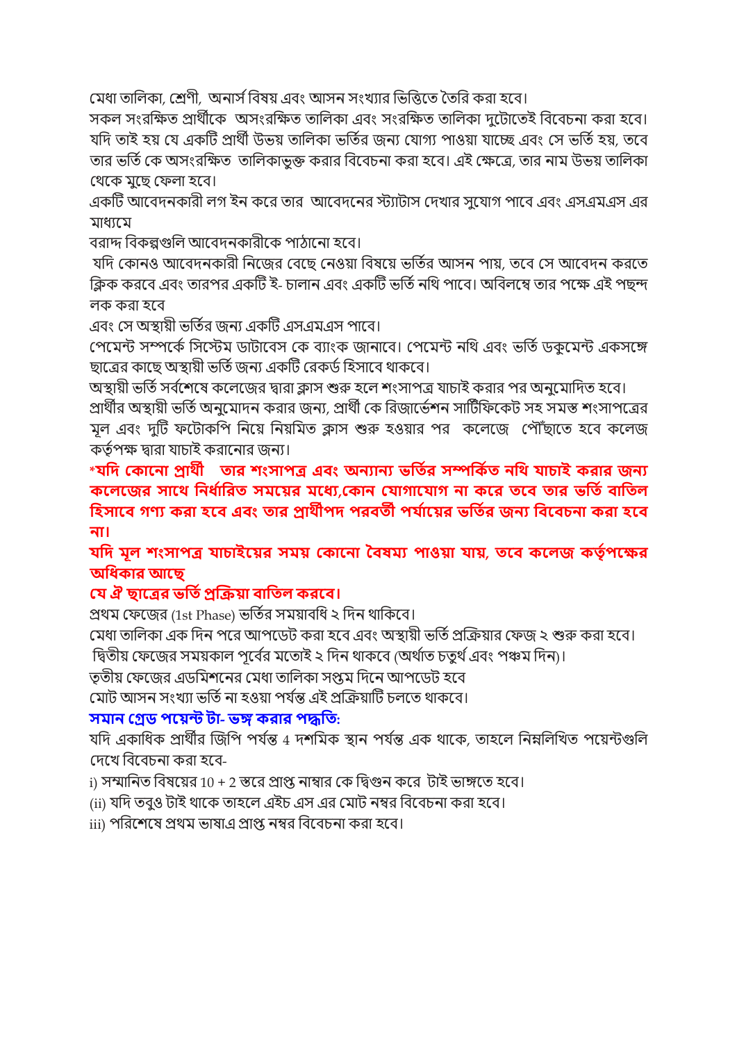মেধা তালিকা, শ্রেণী, অনার্স বিষয় এবং আসন সংখ্যার ভিত্তিতে তৈরি করা হবে।

সকল সংরক্ষিত প্রার্থীকে অসংরক্ষিত তালিকা এবং সংরক্ষিত তালিকা দুটোতেই বিবেচনা করা হবে। যদি তাই হয় যে একটি প্রার্থী উভয় তালিকা ভর্তির জন্য যোগ্য পাওয়া যাচ্ছে এবং সে ভর্তি হয়, তবে তার ভর্তি কে অসংরক্ষিত তালিকাভুক্ত করার বিবেচনা করা হবে। এই ক্ষেত্রে, তার নাম উভয় তালিকা থেকে মুছে ফেলা হবে।

একটি আবেদনকারী লগ ইন করে তার আবেদনের স্ট্যাটাস দেখার সুযোগ পাবে এবং এসএমএস এর মাধ্যমে

বরাদ্দ বিকল্পগুলি আবেদনকারীকে পাঠানো হবে।

যদি কোনও আবেদনকারী নিজের বেছে নেওয়া বিষয়ে ভর্তির আসন পায়, তবে সে আবেদন করতে ক্লিক করবে এবং তারপর একটি ই- চালান এবং একটি ভর্তি নথি পাবে। অবিলম্বে তার পক্ষে এই পছন্দ লক করা হবে

এবং সে অস্থায়ী ভর্তির জন্য একটি এসএমএস পাবে।

পেমেন্ট সম্পর্কে সিস্টেম ডাটাবেস কে ব্যাংক জানাবে। পেমেন্ট নথি এবং ভর্তি ডকুমেন্ট একসঙ্গে ছাত্রের কাছে অস্থায়ী ভর্তি জন্য একটি রেকর্ড হিসাবে থাকবে।

অস্থায়ী ভর্তি সর্বশেষে কলেজের দ্বারা ক্লাস শুরু হলে শংসাপত্র যাচাই করার পর অনুমোদিত হবে।

প্রার্থীর অস্থায়ী ভর্তি অনুমোদন করার জন্য, প্রার্থী কে রিজার্ভেশন সার্টিফিকেট সহ সমস্ত শংসাপত্রের মূল এবং দুটি ফটোকপি নিয়ে নিয়মিত ক্লাস শুরু হওয়ার পর কলেজে পৌঁছাতে হবে কলেজ কর্তৃপক্ষ দ্বারা যাচাই করানোর জন্য।

**\*যদি কোনো প্রার্থী তার শংসাপত্র এবং অন্যান্য ভর্তির সম্পর্কিত নথি যাচাই করার জন্য কলেজের সাথে নির্ধারিত সময়ের মধ্যে,কোন যোগাযোগ না করে তবে তার ভর্তি বাতিল হিসাবে গণ্য করা হবে এবং তার প্রার্থীপদ পরবর্তী পর্যায়ের ভর্তির জন্য বিবেচনা করা হবে না।**

**যদি মূল শংসাপত্র যাচাইয়ের সময় কোনো বৈষম্য পাওয়া যায়, তবে কলেজ কর্তৃপক্ষের অধিকার আছে**

**যে ঐ ছাত্রের ভর্তি প্রক্রিয়া বাতিল করবে।**

প্রথম ফেজের (1st Phase) ভর্তির সময়াবধি ২ দিন থাকিবে।

মেধা তালিকা এক দিন পরে আপডেট করা হবে এবং অস্থায়ী ভর্তি প্রক্রিয়ার ফেজ ২ শুরু করা হবে।

দ্বিতীয় ফেজের সময়কাল পূর্বের মতোই ২ দিন থাকবে (অর্থাত চতুর্থ এবং পঞ্চম দিন)।

তৃতীয় ফেজের এডমিশনের মেধা তালিকা সপ্তম দিনে আপডেট হবে

মোট আসন সংখ্যা ভর্তি না হওয়া পর্যন্ত এই প্রক্রিয়াটি চলতে থাকবে।

**সমান গ্রেড পয়েন্ট টা- ভঙ্গ করার পদ্ধতি:**

যদি একাধিক প্রার্থীর জিপি পর্যন্ত 4 দশমিক স্থান পর্যন্ত এক থাকে, তাহলে নিম্নলিখিত পয়েন্টগুলি দেখে বিবেচনা করা হবে-

i) সম্মানিত বিষয়ের 10 + 2 স্তরে প্রাপ্ত নাম্বার কে দ্বিগুন করে টাই ভাঙ্গতে হবে।

(ii) যদি তবুও টাই থাকে তাহলে এইচ এস এর মোট নম্বর বিবেচনা করা হবে।

iii) পরিশেষে প্রথম ভাষাএ প্রাপ্ত নম্বর বিবেচনা করা হবে।